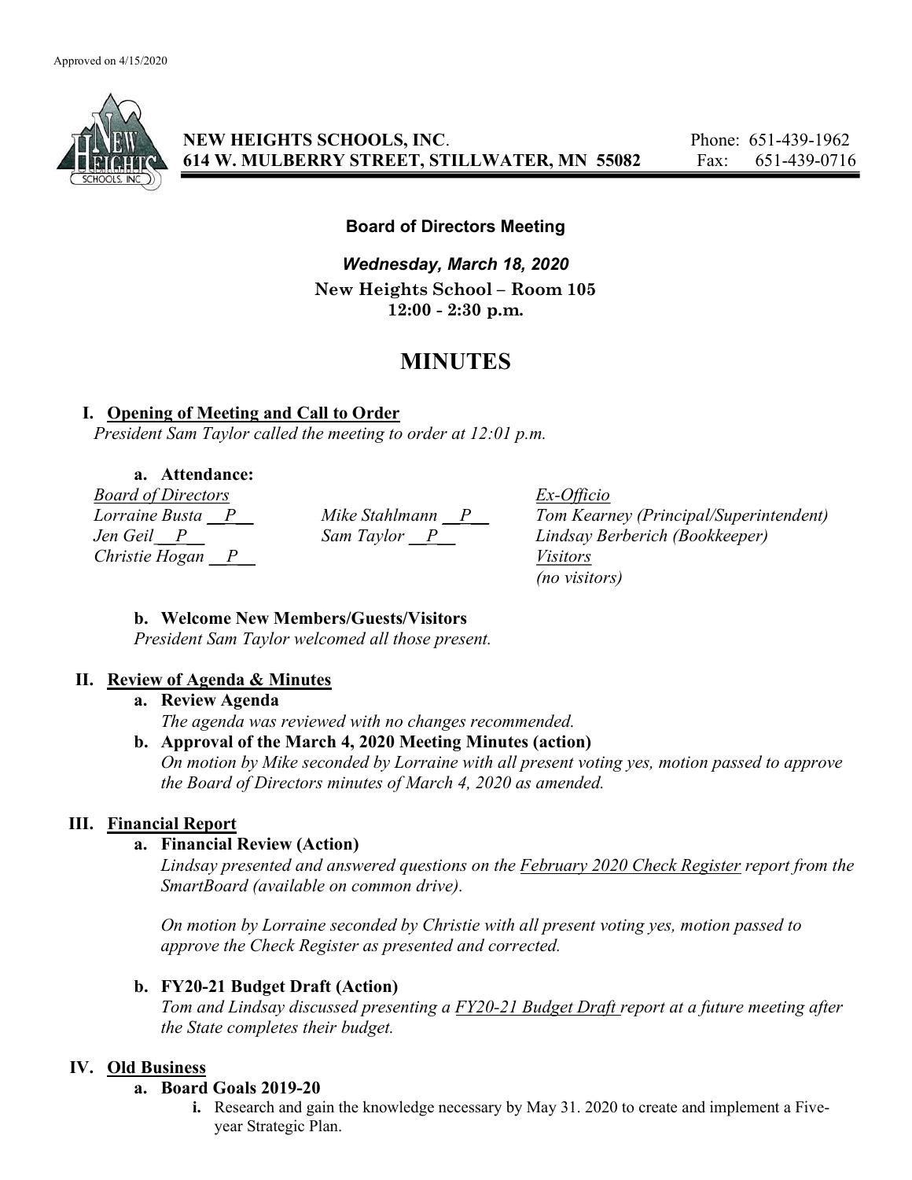Approved on 4/15/2020

**NEW HEIGHTS SCHOOLS, INC.**
**614 W. MULBERRY STREET, STILLWATER, MN 55082**

Phone: 651-439-1962
Fax: 651-439-0716

**Board of Directors Meeting**

***Wednesday, March 18, 2020***

**New Heights School – Room 105**
**12:00 - 2:30 p.m.**

# MINUTES

## I. Opening of Meeting and Call to Order

*President Sam Taylor called the meeting to order at 12:01 p.m.*

**a. Attendance:**

*Board of Directors*
*Lorraine Busta __P__*
*Jen Geil__P__*
*Christie Hogan __P__*
*Mike Stahlmann __P__*
*Sam Taylor __P__*

*Ex-Officio*
*Tom Kearney (Principal/Superintendent)*
*Lindsay Berberich (Bookkeeper)*

*Visitors*
*(no visitors)*

**b. Welcome New Members/Guests/Visitors**

*President Sam Taylor welcomed all those present.*

## II. Review of Agenda & Minutes

**a. Review Agenda**

*The agenda was reviewed with no changes recommended.*

**b. Approval of the March 4, 2020 Meeting Minutes (action)**

*On motion by Mike seconded by Lorraine with all present voting yes, motion passed to approve the Board of Directors minutes of March 4, 2020 as amended.*

## III. Financial Report

**a. Financial Review (Action)**

*Lindsay presented and answered questions on the February 2020 Check Register report from the SmartBoard (available on common drive).*

*On motion by Lorraine seconded by Christie with all present voting yes, motion passed to approve the Check Register as presented and corrected.*

**b. FY20-21 Budget Draft (Action)**

*Tom and Lindsay discussed presenting a FY20-21 Budget Draft report at a future meeting after the State completes their budget.*

## IV. Old Business

**a. Board Goals 2019-20**

i. Research and gain the knowledge necessary by May 31. 2020 to create and implement a Five-year Strategic Plan.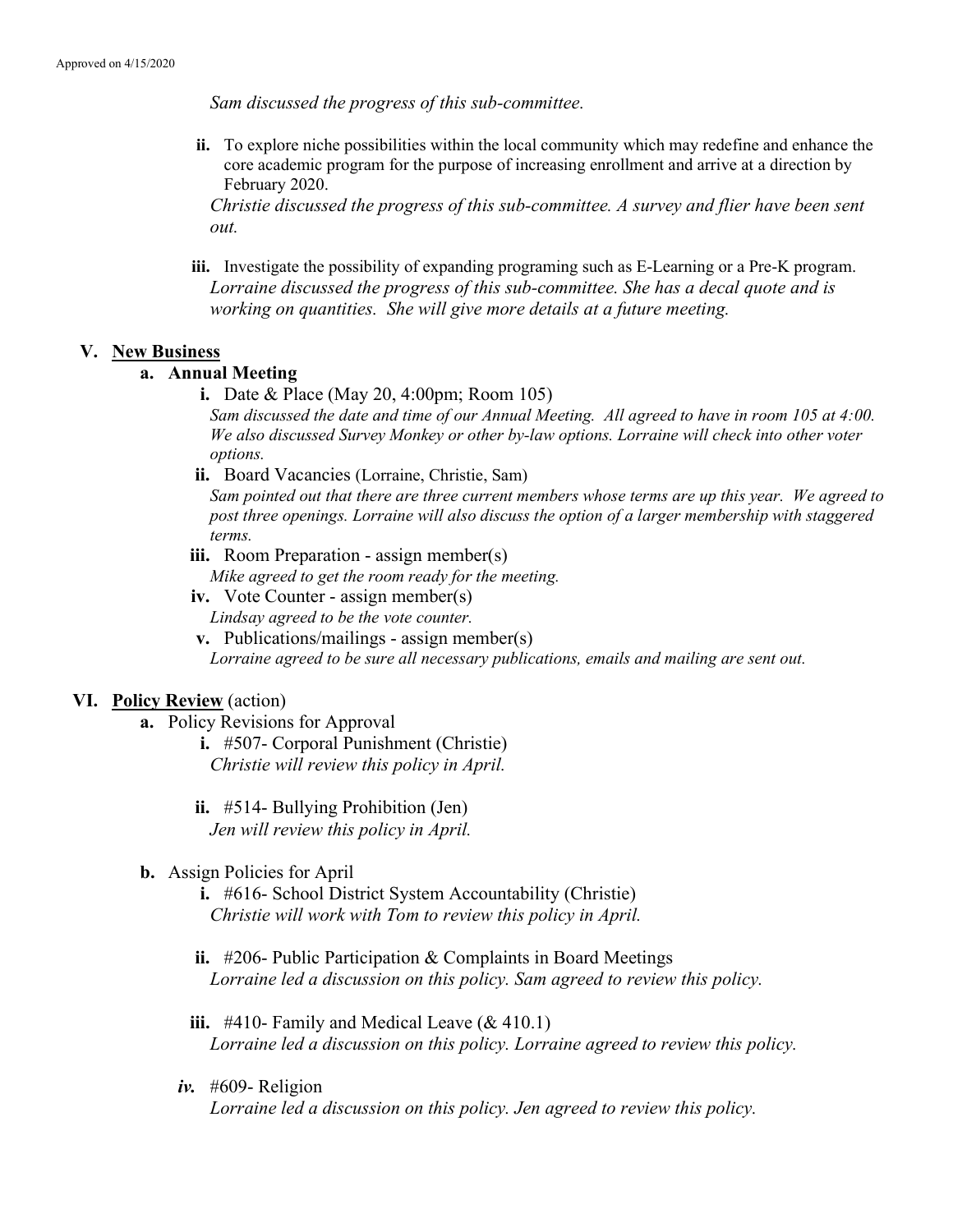Approved on 4/15/2020

*Sam discussed the progress of this sub-committee.*

- **ii.** To explore niche possibilities within the local community which may redefine and enhance the core academic program for the purpose of increasing enrollment and arrive at a direction by February 2020.
  *Christie discussed the progress of this sub-committee. A survey and flier have been sent out.*

- **iii.** Investigate the possibility of expanding programing such as E-Learning or a Pre-K program.
  *Lorraine discussed the progress of this sub-committee. She has a decal quote and is working on quantities. She will give more details at a future meeting.*

## V. New Business

### a. Annual Meeting

- **i.** Date & Place (May 20, 4:00pm; Room 105)
  *Sam discussed the date and time of our Annual Meeting. All agreed to have in room 105 at 4:00. We also discussed Survey Monkey or other by-law options. Lorraine will check into other voter options.*
- **ii.** Board Vacancies (Lorraine, Christie, Sam)
  *Sam pointed out that there are three current members whose terms are up this year. We agreed to post three openings. Lorraine will also discuss the option of a larger membership with staggered terms.*
- **iii.** Room Preparation - assign member(s)
  *Mike agreed to get the room ready for the meeting.*
- **iv.** Vote Counter - assign member(s)
  *Lindsay agreed to be the vote counter.*
- **v.** Publications/mailings - assign member(s)
  *Lorraine agreed to be sure all necessary publications, emails and mailing are sent out.*

## VI. Policy Review (action)

**a.** Policy Revisions for Approval

- **i.** #507- Corporal Punishment (Christie)
  *Christie will review this policy in April.*

- **ii.** #514- Bullying Prohibition (Jen)
  *Jen will review this policy in April.*

**b.** Assign Policies for April

- **i.** #616- School District System Accountability (Christie)
  *Christie will work with Tom to review this policy in April.*

- **ii.** #206- Public Participation & Complaints in Board Meetings
  *Lorraine led a discussion on this policy. Sam agreed to review this policy.*

- **iii.** #410- Family and Medical Leave (& 410.1)
  *Lorraine led a discussion on this policy. Lorraine agreed to review this policy.*

- ***iv.*** #609- Religion
  *Lorraine led a discussion on this policy. Jen agreed to review this policy.*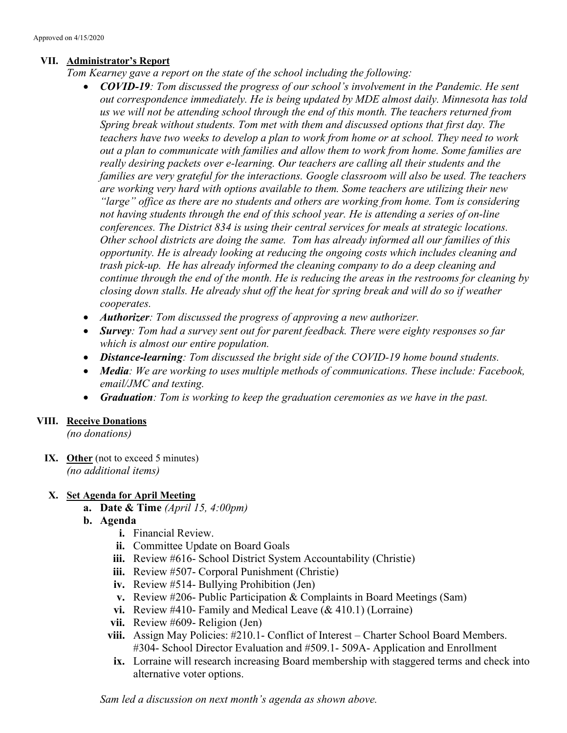Approved on 4/15/2020

## VII. Administrator's Report

*Tom Kearney gave a report on the state of the school including the following:*

- ***COVID-19****: Tom discussed the progress of our school's involvement in the Pandemic. He sent out correspondence immediately. He is being updated by MDE almost daily. Minnesota has told us we will not be attending school through the end of this month. The teachers returned from Spring break without students. Tom met with them and discussed options that first day. The teachers have two weeks to develop a plan to work from home or at school. They need to work out a plan to communicate with families and allow them to work from home. Some families are really desiring packets over e-learning. Our teachers are calling all their students and the families are very grateful for the interactions. Google classroom will also be used. The teachers are working very hard with options available to them. Some teachers are utilizing their new "large" office as there are no students and others are working from home. Tom is considering not having students through the end of this school year. He is attending a series of on-line conferences. The District 834 is using their central services for meals at strategic locations. Other school districts are doing the same. Tom has already informed all our families of this opportunity. He is already looking at reducing the ongoing costs which includes cleaning and trash pick-up. He has already informed the cleaning company to do a deep cleaning and continue through the end of the month. He is reducing the areas in the restrooms for cleaning by closing down stalls. He already shut off the heat for spring break and will do so if weather cooperates.*
- ***Authorizer****: Tom discussed the progress of approving a new authorizer.*
- ***Survey****: Tom had a survey sent out for parent feedback. There were eighty responses so far which is almost our entire population.*
- ***Distance-learning****: Tom discussed the bright side of the COVID-19 home bound students.*
- ***Media****: We are working to uses multiple methods of communications. These include: Facebook, email/JMC and texting.*
- ***Graduation****: Tom is working to keep the graduation ceremonies as we have in the past.*

## VIII. Receive Donations

*(no donations)*

## IX. Other (not to exceed 5 minutes)

*(no additional items)*

## X. Set Agenda for April Meeting

- **a. Date & Time** *(April 15, 4:00pm)*
- **b. Agenda**
  - i. Financial Review.
  - ii. Committee Update on Board Goals
  - iii. Review #616- School District System Accountability (Christie)
  - iii. Review #507- Corporal Punishment (Christie)
  - iv. Review #514- Bullying Prohibition (Jen)
  - v. Review #206- Public Participation & Complaints in Board Meetings (Sam)
  - vi. Review #410- Family and Medical Leave (& 410.1) (Lorraine)
  - vii. Review #609- Religion (Jen)
  - viii. Assign May Policies: #210.1- Conflict of Interest – Charter School Board Members. #304- School Director Evaluation and #509.1- 509A- Application and Enrollment
  - ix. Lorraine will research increasing Board membership with staggered terms and check into alternative voter options.

*Sam led a discussion on next month's agenda as shown above.*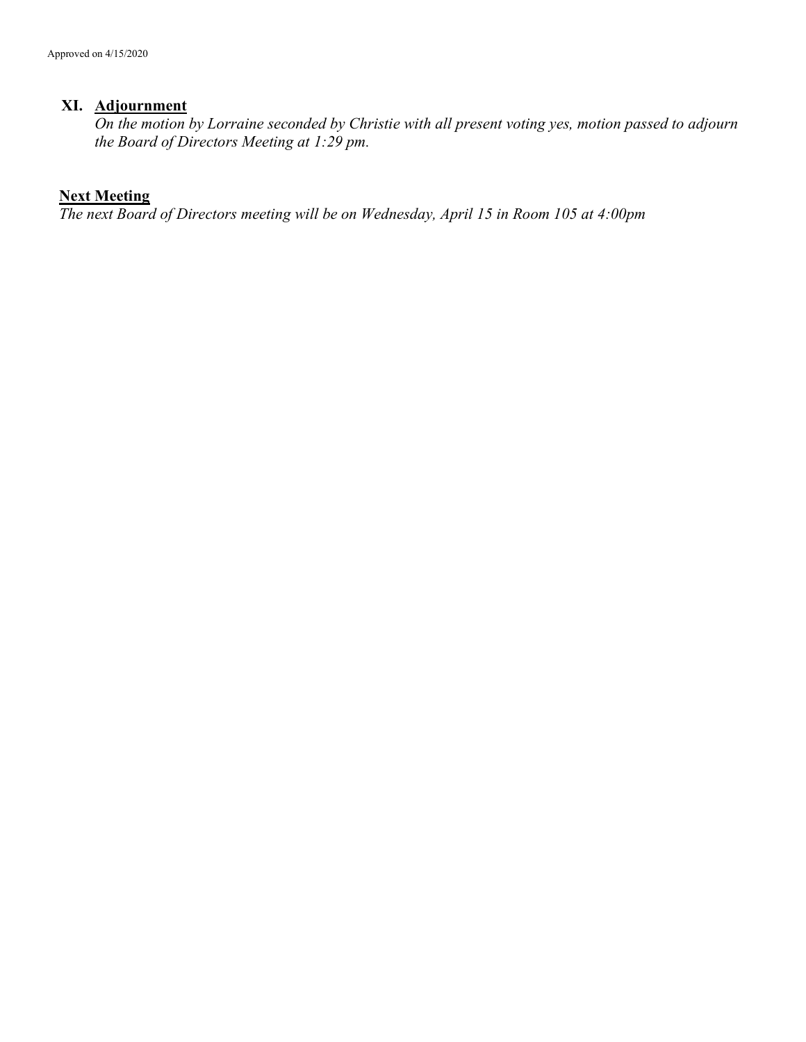Approved on 4/15/2020

## XI. Adjournment

*On the motion by Lorraine seconded by Christie with all present voting yes, motion passed to adjourn the Board of Directors Meeting at 1:29 pm.*

## Next Meeting

*The next Board of Directors meeting will be on Wednesday, April 15 in Room 105 at 4:00pm*